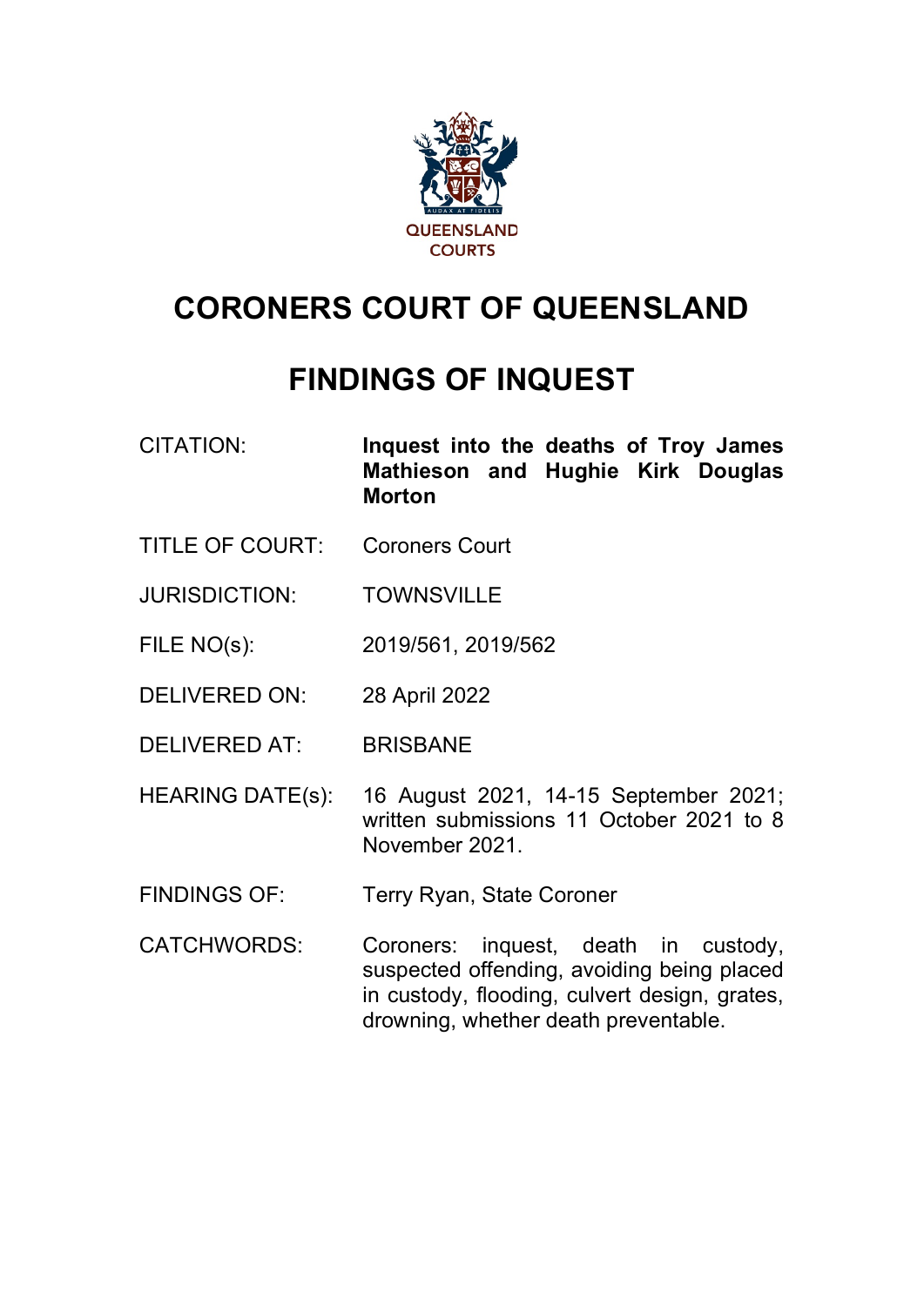QUEENSLAND COURTS

# CORONERS COURT OF QUEENSLAND

# FINDINGS OF INQUEST

| | |
|---|---|
| CITATION: | **Inquest into the deaths of Troy James Mathieson and Hughie Kirk Douglas Morton** |
| TITLE OF COURT: | Coroners Court |
| JURISDICTION: | TOWNSVILLE |
| FILE NO(s): | 2019/561, 2019/562 |
| DELIVERED ON: | 28 April 2022 |
| DELIVERED AT: | BRISBANE |
| HEARING DATE(s): | 16 August 2021, 14-15 September 2021; written submissions 11 October 2021 to 8 November 2021. |
| FINDINGS OF: | Terry Ryan, State Coroner |
| CATCHWORDS: | Coroners: inquest, death in custody, suspected offending, avoiding being placed in custody, flooding, culvert design, grates, drowning, whether death preventable. |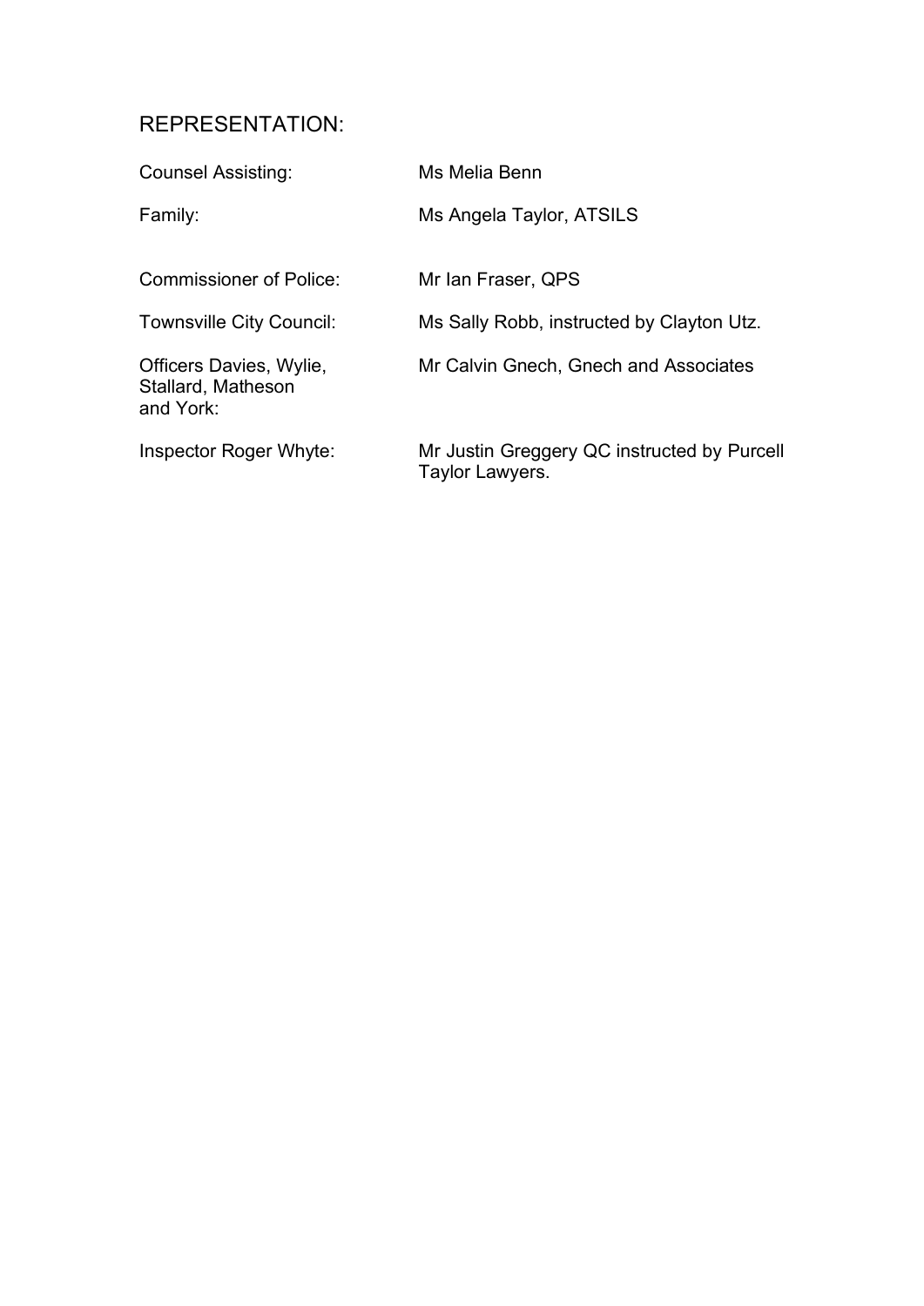## REPRESENTATION:

| | |
|---|---|
| Counsel Assisting: | Ms Melia Benn |
| Family: | Ms Angela Taylor, ATSILS |
| Commissioner of Police: | Mr Ian Fraser, QPS |
| Townsville City Council: | Ms Sally Robb, instructed by Clayton Utz. |
| Officers Davies, Wylie, Stallard, Matheson and York: | Mr Calvin Gnech, Gnech and Associates |
| Inspector Roger Whyte: | Mr Justin Greggery QC instructed by Purcell Taylor Lawyers. |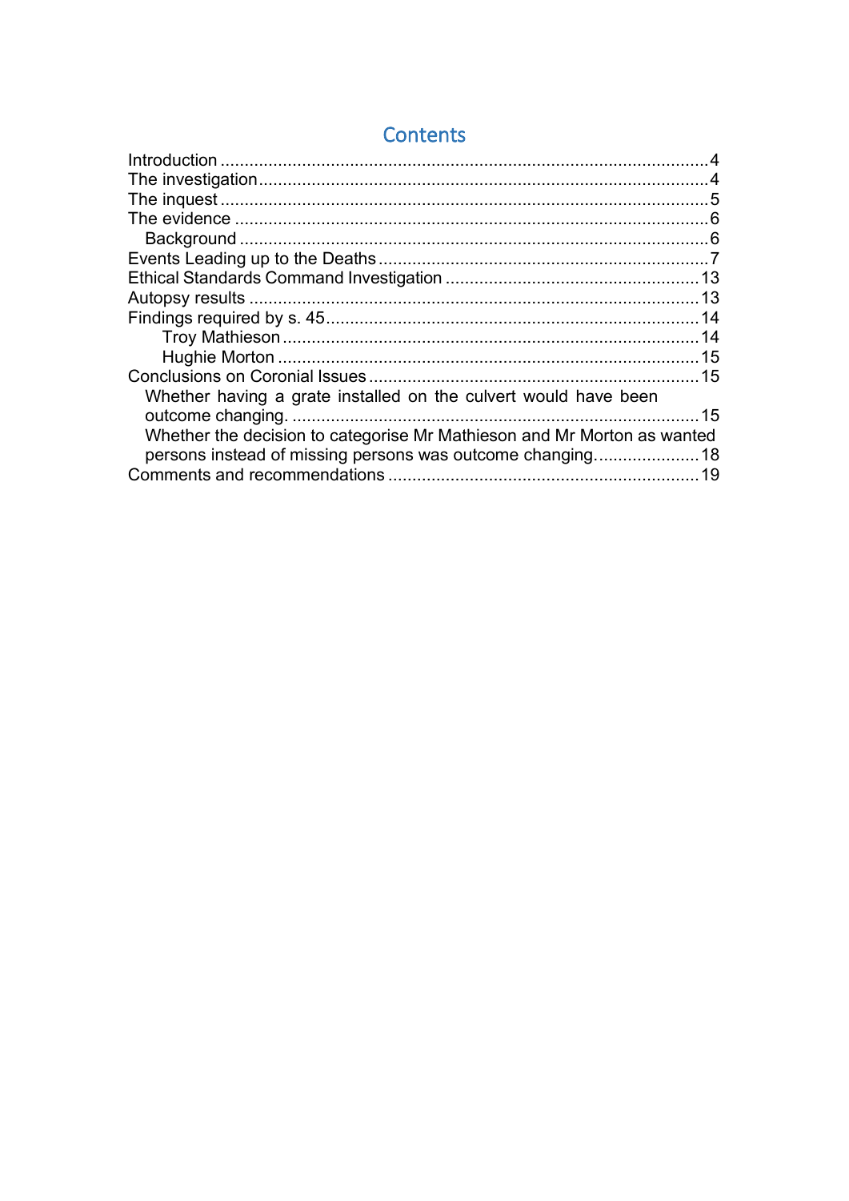# Contents

- Introduction ........................................................................................................ 4
- The investigation ................................................................................................ 4
- The inquest ........................................................................................................ 5
- The evidence ...................................................................................................... 6
  - Background ..................................................................................................... 6
- Events Leading up to the Deaths ........................................................................ 7
- Ethical Standards Command Investigation ........................................................ 13
- Autopsy results ................................................................................................. 13
- Findings required by s. 45 ................................................................................. 14
    - Troy Mathieson ........................................................................................ 14
    - Hughie Morton ......................................................................................... 15
- Conclusions on Coronial Issues ........................................................................ 15
  - Whether having a grate installed on the culvert would have been outcome changing. ........................................................................................ 15
  - Whether the decision to categorise Mr Mathieson and Mr Morton as wanted persons instead of missing persons was outcome changing. ..................... 18
- Comments and recommendations .................................................................... 19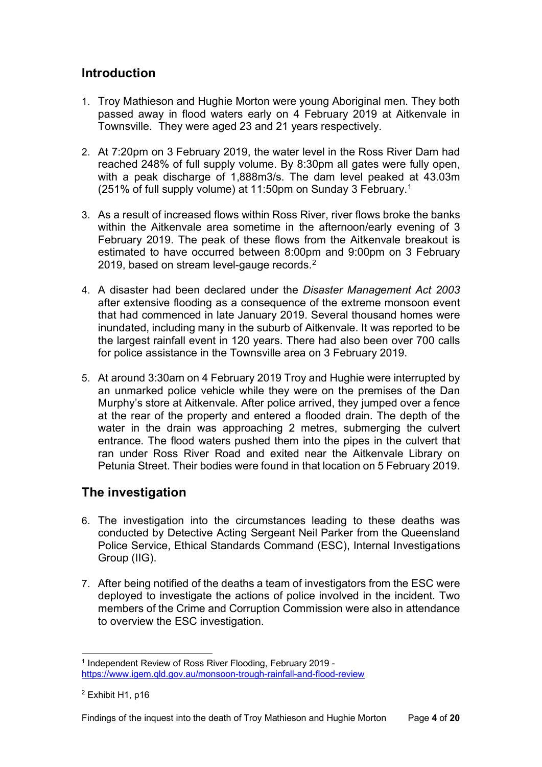## Introduction

1. Troy Mathieson and Hughie Morton were young Aboriginal men. They both passed away in flood waters early on 4 February 2019 at Aitkenvale in Townsville. They were aged 23 and 21 years respectively.

2. At 7:20pm on 3 February 2019, the water level in the Ross River Dam had reached 248% of full supply volume. By 8:30pm all gates were fully open, with a peak discharge of 1,888m3/s. The dam level peaked at 43.03m (251% of full supply volume) at 11:50pm on Sunday 3 February.[1]

3. As a result of increased flows within Ross River, river flows broke the banks within the Aitkenvale area sometime in the afternoon/early evening of 3 February 2019. The peak of these flows from the Aitkenvale breakout is estimated to have occurred between 8:00pm and 9:00pm on 3 February 2019, based on stream level-gauge records.[2]

4. A disaster had been declared under the *Disaster Management Act 2003* after extensive flooding as a consequence of the extreme monsoon event that had commenced in late January 2019. Several thousand homes were inundated, including many in the suburb of Aitkenvale. It was reported to be the largest rainfall event in 120 years. There had also been over 700 calls for police assistance in the Townsville area on 3 February 2019.

5. At around 3:30am on 4 February 2019 Troy and Hughie were interrupted by an unmarked police vehicle while they were on the premises of the Dan Murphy's store at Aitkenvale. After police arrived, they jumped over a fence at the rear of the property and entered a flooded drain. The depth of the water in the drain was approaching 2 metres, submerging the culvert entrance. The flood waters pushed them into the pipes in the culvert that ran under Ross River Road and exited near the Aitkenvale Library on Petunia Street. Their bodies were found in that location on 5 February 2019.

## The investigation

6. The investigation into the circumstances leading to these deaths was conducted by Detective Acting Sergeant Neil Parker from the Queensland Police Service, Ethical Standards Command (ESC), Internal Investigations Group (IIG).

7. After being notified of the deaths a team of investigators from the ESC were deployed to investigate the actions of police involved in the incident. Two members of the Crime and Corruption Commission were also in attendance to overview the ESC investigation.

---

[1] Independent Review of Ross River Flooding, February 2019 - https://www.igem.qld.gov.au/monsoon-trough-rainfall-and-flood-review

[2] Exhibit H1, p16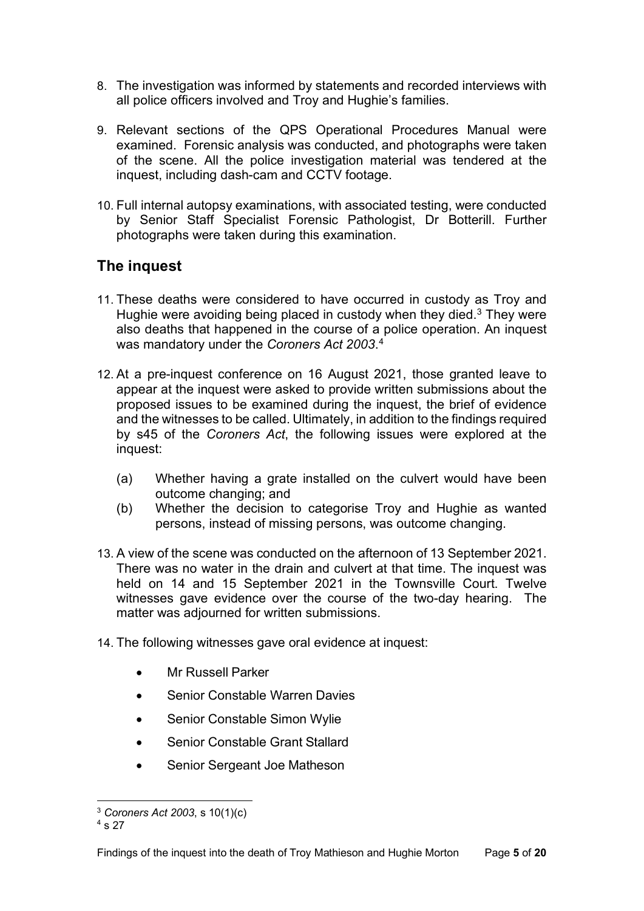8. The investigation was informed by statements and recorded interviews with all police officers involved and Troy and Hughie's families.

9. Relevant sections of the QPS Operational Procedures Manual were examined. Forensic analysis was conducted, and photographs were taken of the scene. All the police investigation material was tendered at the inquest, including dash-cam and CCTV footage.

10. Full internal autopsy examinations, with associated testing, were conducted by Senior Staff Specialist Forensic Pathologist, Dr Botterill. Further photographs were taken during this examination.

## The inquest

11. These deaths were considered to have occurred in custody as Troy and Hughie were avoiding being placed in custody when they died.[3] They were also deaths that happened in the course of a police operation. An inquest was mandatory under the *Coroners Act 2003*.[4]

12. At a pre-inquest conference on 16 August 2021, those granted leave to appear at the inquest were asked to provide written submissions about the proposed issues to be examined during the inquest, the brief of evidence and the witnesses to be called. Ultimately, in addition to the findings required by s45 of the *Coroners Act*, the following issues were explored at the inquest:

    (a) Whether having a grate installed on the culvert would have been outcome changing; and
    (b) Whether the decision to categorise Troy and Hughie as wanted persons, instead of missing persons, was outcome changing.

13. A view of the scene was conducted on the afternoon of 13 September 2021. There was no water in the drain and culvert at that time. The inquest was held on 14 and 15 September 2021 in the Townsville Court. Twelve witnesses gave evidence over the course of the two-day hearing. The matter was adjourned for written submissions.

14. The following witnesses gave oral evidence at inquest:

    - Mr Russell Parker
    - Senior Constable Warren Davies
    - Senior Constable Simon Wylie
    - Senior Constable Grant Stallard
    - Senior Sergeant Joe Matheson

---

[3] *Coroners Act 2003*, s 10(1)(c)
[4] s 27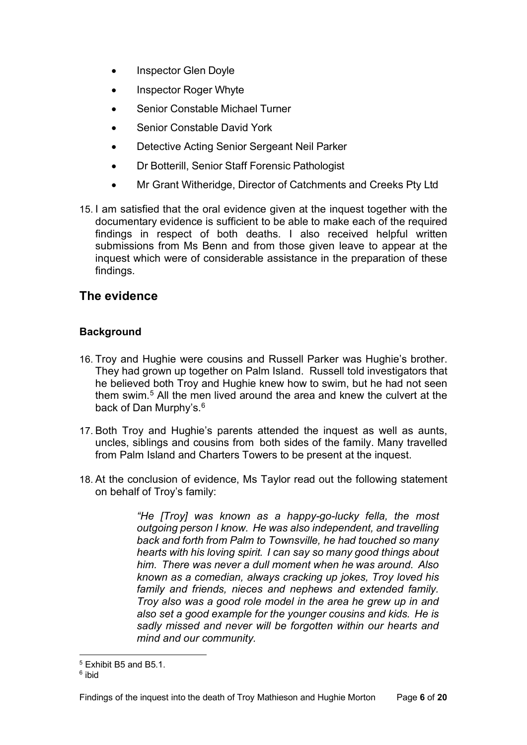- Inspector Glen Doyle
- Inspector Roger Whyte
- Senior Constable Michael Turner
- Senior Constable David York
- Detective Acting Senior Sergeant Neil Parker
- Dr Botterill, Senior Staff Forensic Pathologist
- Mr Grant Witheridge, Director of Catchments and Creeks Pty Ltd

15. I am satisfied that the oral evidence given at the inquest together with the documentary evidence is sufficient to be able to make each of the required findings in respect of both deaths. I also received helpful written submissions from Ms Benn and from those given leave to appear at the inquest which were of considerable assistance in the preparation of these findings.

## The evidence

### Background

16. Troy and Hughie were cousins and Russell Parker was Hughie's brother. They had grown up together on Palm Island. Russell told investigators that he believed both Troy and Hughie knew how to swim, but he had not seen them swim.[5] All the men lived around the area and knew the culvert at the back of Dan Murphy's.[6]

17. Both Troy and Hughie's parents attended the inquest as well as aunts, uncles, siblings and cousins from both sides of the family. Many travelled from Palm Island and Charters Towers to be present at the inquest.

18. At the conclusion of evidence, Ms Taylor read out the following statement on behalf of Troy's family:

> *"He [Troy] was known as a happy-go-lucky fella, the most outgoing person I know. He was also independent, and travelling back and forth from Palm to Townsville, he had touched so many hearts with his loving spirit. I can say so many good things about him. There was never a dull moment when he was around. Also known as a comedian, always cracking up jokes, Troy loved his family and friends, nieces and nephews and extended family. Troy also was a good role model in the area he grew up in and also set a good example for the younger cousins and kids. He is sadly missed and never will be forgotten within our hearts and mind and our community.*

---

[5] Exhibit B5 and B5.1.

[6] ibid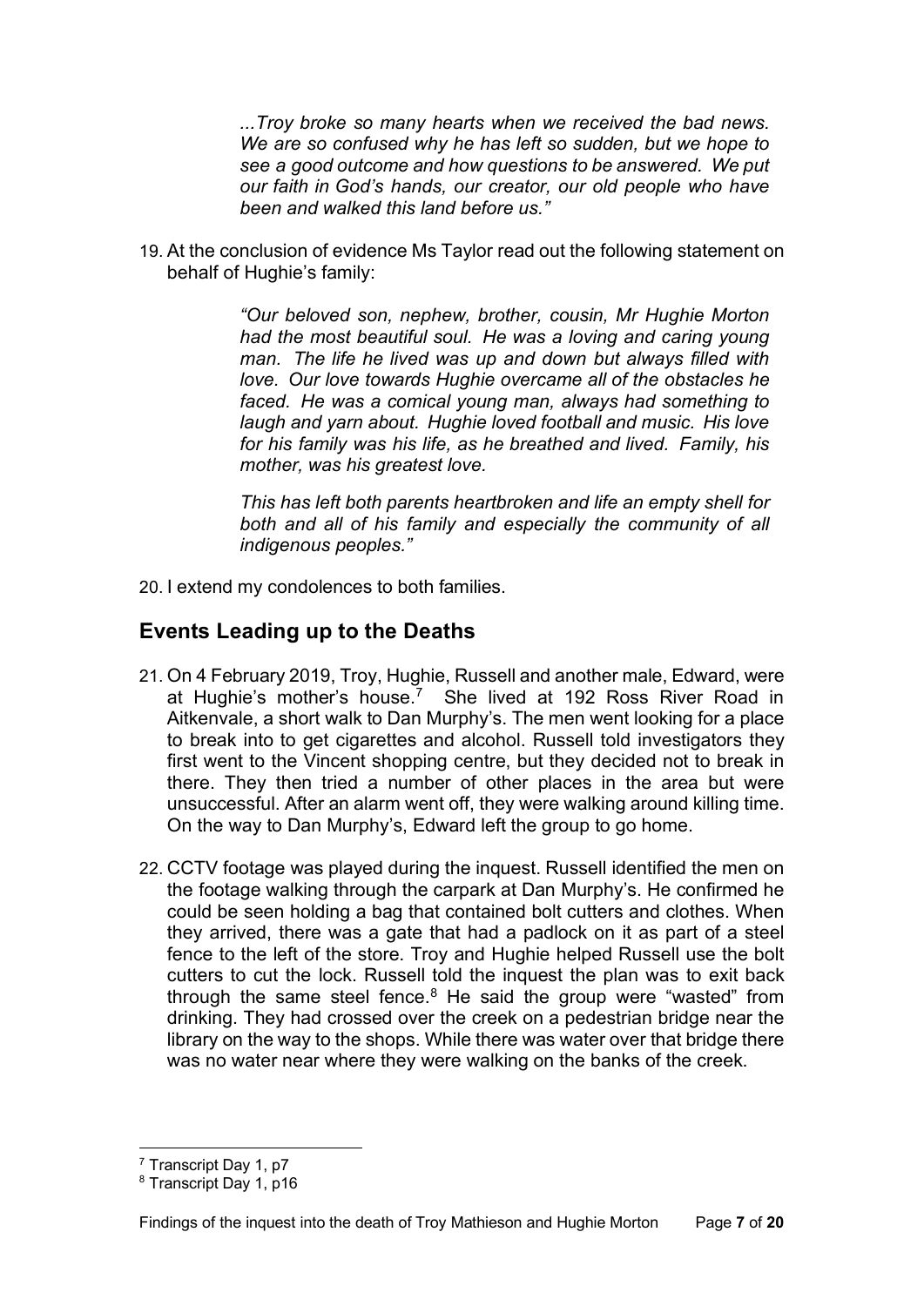*...Troy broke so many hearts when we received the bad news. We are so confused why he has left so sudden, but we hope to see a good outcome and how questions to be answered. We put our faith in God's hands, our creator, our old people who have been and walked this land before us."*

19. At the conclusion of evidence Ms Taylor read out the following statement on behalf of Hughie's family:

> *"Our beloved son, nephew, brother, cousin, Mr Hughie Morton had the most beautiful soul. He was a loving and caring young man. The life he lived was up and down but always filled with love. Our love towards Hughie overcame all of the obstacles he faced. He was a comical young man, always had something to laugh and yarn about. Hughie loved football and music. His love for his family was his life, as he breathed and lived. Family, his mother, was his greatest love.*
>
> *This has left both parents heartbroken and life an empty shell for both and all of his family and especially the community of all indigenous peoples."*

20. I extend my condolences to both families.

## Events Leading up to the Deaths

21. On 4 February 2019, Troy, Hughie, Russell and another male, Edward, were at Hughie's mother's house.[7] She lived at 192 Ross River Road in Aitkenvale, a short walk to Dan Murphy's. The men went looking for a place to break into to get cigarettes and alcohol. Russell told investigators they first went to the Vincent shopping centre, but they decided not to break in there. They then tried a number of other places in the area but were unsuccessful. After an alarm went off, they were walking around killing time. On the way to Dan Murphy's, Edward left the group to go home.

22. CCTV footage was played during the inquest. Russell identified the men on the footage walking through the carpark at Dan Murphy's. He confirmed he could be seen holding a bag that contained bolt cutters and clothes. When they arrived, there was a gate that had a padlock on it as part of a steel fence to the left of the store. Troy and Hughie helped Russell use the bolt cutters to cut the lock. Russell told the inquest the plan was to exit back through the same steel fence.[8] He said the group were "wasted" from drinking. They had crossed over the creek on a pedestrian bridge near the library on the way to the shops. While there was water over that bridge there was no water near where they were walking on the banks of the creek.

---

[7] Transcript Day 1, p7

[8] Transcript Day 1, p16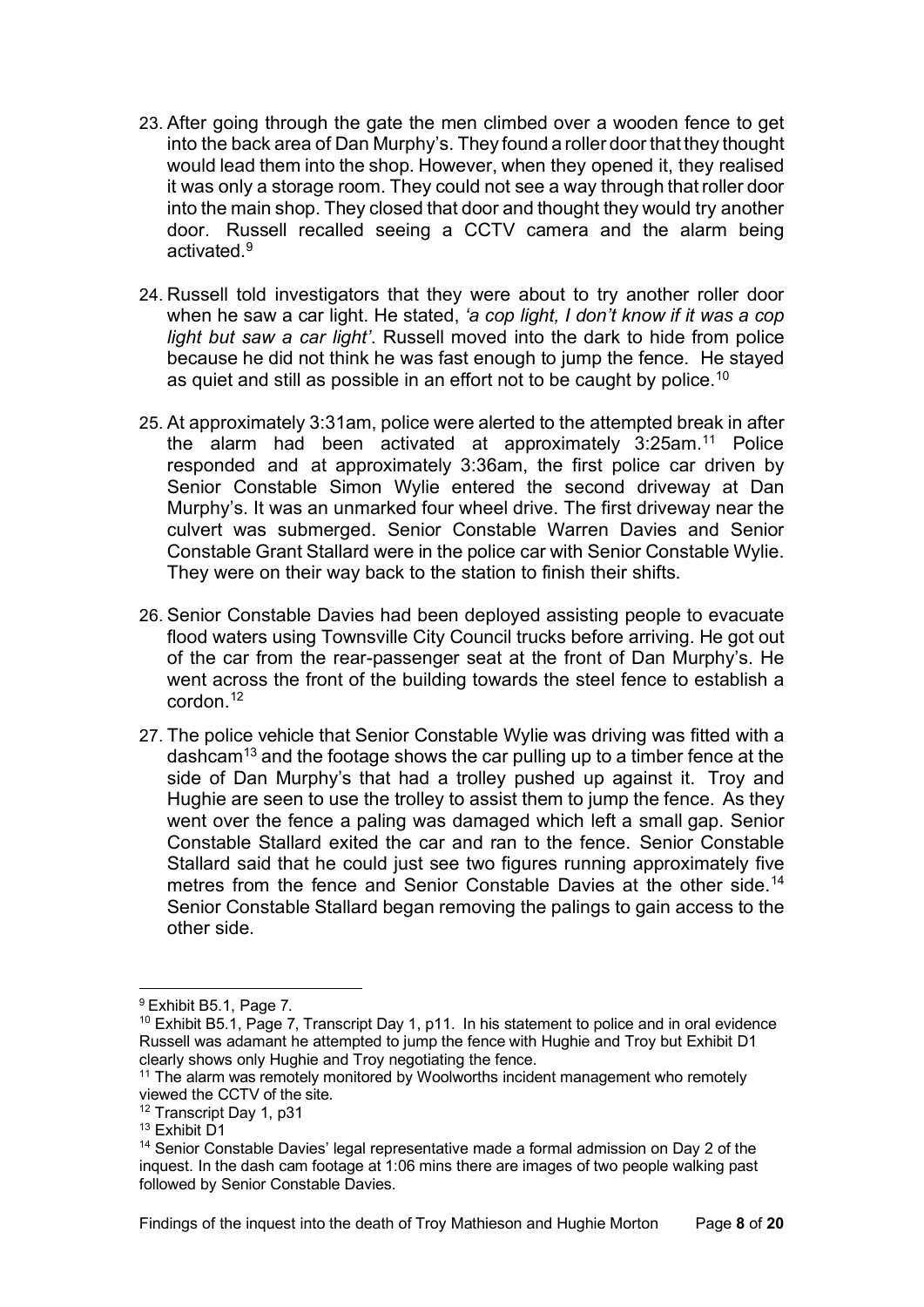23. After going through the gate the men climbed over a wooden fence to get into the back area of Dan Murphy's. They found a roller door that they thought would lead them into the shop. However, when they opened it, they realised it was only a storage room. They could not see a way through that roller door into the main shop. They closed that door and thought they would try another door. Russell recalled seeing a CCTV camera and the alarm being activated.[9]

24. Russell told investigators that they were about to try another roller door when he saw a car light. He stated, *'a cop light, I don't know if it was a cop light but saw a car light'*. Russell moved into the dark to hide from police because he did not think he was fast enough to jump the fence. He stayed as quiet and still as possible in an effort not to be caught by police.[10]

25. At approximately 3:31am, police were alerted to the attempted break in after the alarm had been activated at approximately 3:25am.[11] Police responded and at approximately 3:36am, the first police car driven by Senior Constable Simon Wylie entered the second driveway at Dan Murphy's. It was an unmarked four wheel drive. The first driveway near the culvert was submerged. Senior Constable Warren Davies and Senior Constable Grant Stallard were in the police car with Senior Constable Wylie. They were on their way back to the station to finish their shifts.

26. Senior Constable Davies had been deployed assisting people to evacuate flood waters using Townsville City Council trucks before arriving. He got out of the car from the rear-passenger seat at the front of Dan Murphy's. He went across the front of the building towards the steel fence to establish a cordon.[12]

27. The police vehicle that Senior Constable Wylie was driving was fitted with a dashcam[13] and the footage shows the car pulling up to a timber fence at the side of Dan Murphy's that had a trolley pushed up against it. Troy and Hughie are seen to use the trolley to assist them to jump the fence. As they went over the fence a paling was damaged which left a small gap. Senior Constable Stallard exited the car and ran to the fence. Senior Constable Stallard said that he could just see two figures running approximately five metres from the fence and Senior Constable Davies at the other side.[14] Senior Constable Stallard began removing the palings to gain access to the other side.

---

[9] Exhibit B5.1, Page 7.

[10] Exhibit B5.1, Page 7, Transcript Day 1, p11. In his statement to police and in oral evidence Russell was adamant he attempted to jump the fence with Hughie and Troy but Exhibit D1 clearly shows only Hughie and Troy negotiating the fence.

[11] The alarm was remotely monitored by Woolworths incident management who remotely viewed the CCTV of the site.

[12] Transcript Day 1, p31

[13] Exhibit D1

[14] Senior Constable Davies' legal representative made a formal admission on Day 2 of the inquest. In the dash cam footage at 1:06 mins there are images of two people walking past followed by Senior Constable Davies.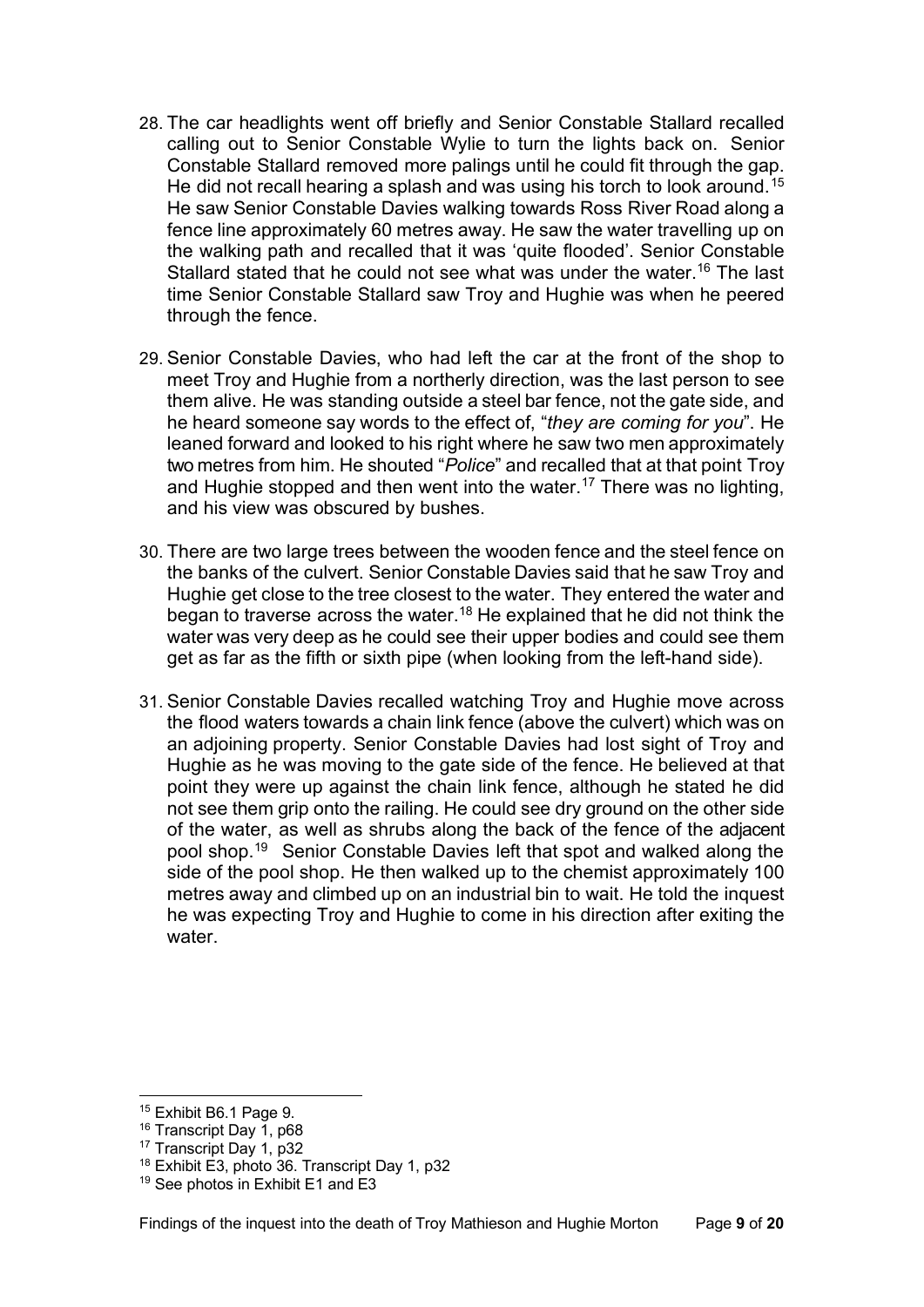28. The car headlights went off briefly and Senior Constable Stallard recalled calling out to Senior Constable Wylie to turn the lights back on. Senior Constable Stallard removed more palings until he could fit through the gap. He did not recall hearing a splash and was using his torch to look around.[15] He saw Senior Constable Davies walking towards Ross River Road along a fence line approximately 60 metres away. He saw the water travelling up on the walking path and recalled that it was 'quite flooded'. Senior Constable Stallard stated that he could not see what was under the water.[16] The last time Senior Constable Stallard saw Troy and Hughie was when he peered through the fence.

29. Senior Constable Davies, who had left the car at the front of the shop to meet Troy and Hughie from a northerly direction, was the last person to see them alive. He was standing outside a steel bar fence, not the gate side, and he heard someone say words to the effect of, "*they are coming for you*". He leaned forward and looked to his right where he saw two men approximately two metres from him. He shouted "*Police*" and recalled that at that point Troy and Hughie stopped and then went into the water.[17] There was no lighting, and his view was obscured by bushes.

30. There are two large trees between the wooden fence and the steel fence on the banks of the culvert. Senior Constable Davies said that he saw Troy and Hughie get close to the tree closest to the water. They entered the water and began to traverse across the water.[18] He explained that he did not think the water was very deep as he could see their upper bodies and could see them get as far as the fifth or sixth pipe (when looking from the left-hand side).

31. Senior Constable Davies recalled watching Troy and Hughie move across the flood waters towards a chain link fence (above the culvert) which was on an adjoining property. Senior Constable Davies had lost sight of Troy and Hughie as he was moving to the gate side of the fence. He believed at that point they were up against the chain link fence, although he stated he did not see them grip onto the railing. He could see dry ground on the other side of the water, as well as shrubs along the back of the fence of the adjacent pool shop.[19] Senior Constable Davies left that spot and walked along the side of the pool shop. He then walked up to the chemist approximately 100 metres away and climbed up on an industrial bin to wait. He told the inquest he was expecting Troy and Hughie to come in his direction after exiting the water.

---

[15] Exhibit B6.1 Page 9.

[16] Transcript Day 1, p68

[17] Transcript Day 1, p32

[18] Exhibit E3, photo 36. Transcript Day 1, p32

[19] See photos in Exhibit E1 and E3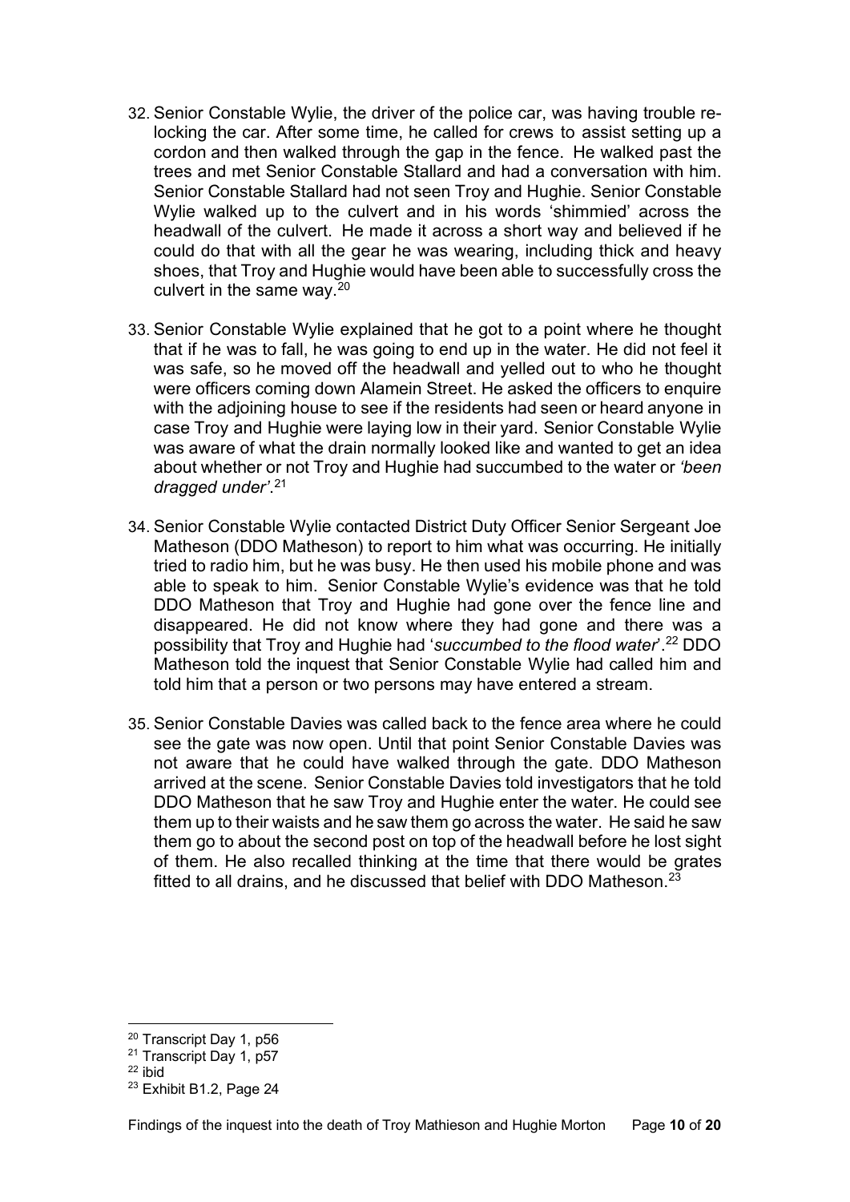32. Senior Constable Wylie, the driver of the police car, was having trouble re-locking the car. After some time, he called for crews to assist setting up a cordon and then walked through the gap in the fence. He walked past the trees and met Senior Constable Stallard and had a conversation with him. Senior Constable Stallard had not seen Troy and Hughie. Senior Constable Wylie walked up to the culvert and in his words 'shimmied' across the headwall of the culvert. He made it across a short way and believed if he could do that with all the gear he was wearing, including thick and heavy shoes, that Troy and Hughie would have been able to successfully cross the culvert in the same way.[20]

33. Senior Constable Wylie explained that he got to a point where he thought that if he was to fall, he was going to end up in the water. He did not feel it was safe, so he moved off the headwall and yelled out to who he thought were officers coming down Alamein Street. He asked the officers to enquire with the adjoining house to see if the residents had seen or heard anyone in case Troy and Hughie were laying low in their yard. Senior Constable Wylie was aware of what the drain normally looked like and wanted to get an idea about whether or not Troy and Hughie had succumbed to the water or *'been dragged under'*.[21]

34. Senior Constable Wylie contacted District Duty Officer Senior Sergeant Joe Matheson (DDO Matheson) to report to him what was occurring. He initially tried to radio him, but he was busy. He then used his mobile phone and was able to speak to him. Senior Constable Wylie's evidence was that he told DDO Matheson that Troy and Hughie had gone over the fence line and disappeared. He did not know where they had gone and there was a possibility that Troy and Hughie had '*succumbed to the flood water*'.[22] DDO Matheson told the inquest that Senior Constable Wylie had called him and told him that a person or two persons may have entered a stream.

35. Senior Constable Davies was called back to the fence area where he could see the gate was now open. Until that point Senior Constable Davies was not aware that he could have walked through the gate. DDO Matheson arrived at the scene. Senior Constable Davies told investigators that he told DDO Matheson that he saw Troy and Hughie enter the water. He could see them up to their waists and he saw them go across the water. He said he saw them go to about the second post on top of the headwall before he lost sight of them. He also recalled thinking at the time that there would be grates fitted to all drains, and he discussed that belief with DDO Matheson.[23]

---

[20] Transcript Day 1, p56
[21] Transcript Day 1, p57
[22] ibid
[23] Exhibit B1.2, Page 24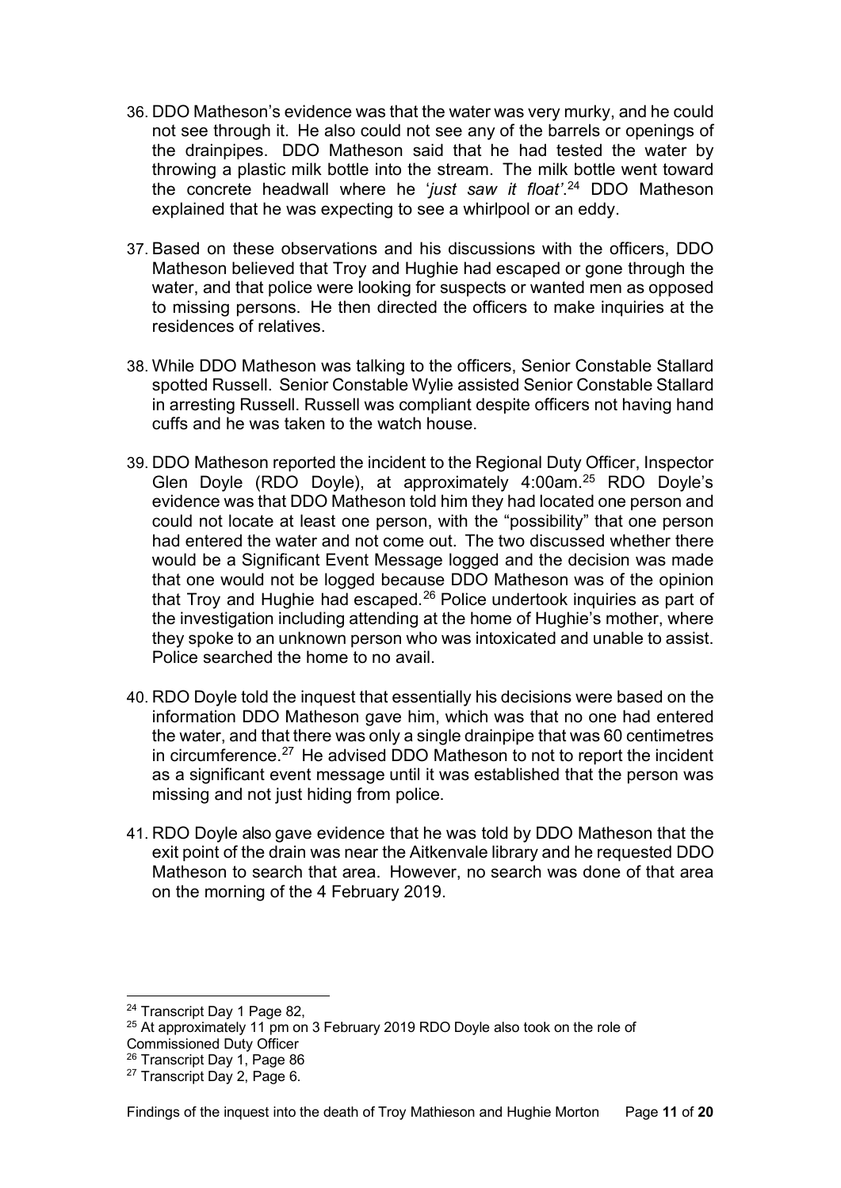36. DDO Matheson's evidence was that the water was very murky, and he could not see through it. He also could not see any of the barrels or openings of the drainpipes. DDO Matheson said that he had tested the water by throwing a plastic milk bottle into the stream. The milk bottle went toward the concrete headwall where he '*just saw it float*'.[24] DDO Matheson explained that he was expecting to see a whirlpool or an eddy.

37. Based on these observations and his discussions with the officers, DDO Matheson believed that Troy and Hughie had escaped or gone through the water, and that police were looking for suspects or wanted men as opposed to missing persons. He then directed the officers to make inquiries at the residences of relatives.

38. While DDO Matheson was talking to the officers, Senior Constable Stallard spotted Russell. Senior Constable Wylie assisted Senior Constable Stallard in arresting Russell. Russell was compliant despite officers not having hand cuffs and he was taken to the watch house.

39. DDO Matheson reported the incident to the Regional Duty Officer, Inspector Glen Doyle (RDO Doyle), at approximately 4:00am.[25] RDO Doyle's evidence was that DDO Matheson told him they had located one person and could not locate at least one person, with the "possibility" that one person had entered the water and not come out. The two discussed whether there would be a Significant Event Message logged and the decision was made that one would not be logged because DDO Matheson was of the opinion that Troy and Hughie had escaped.[26] Police undertook inquiries as part of the investigation including attending at the home of Hughie's mother, where they spoke to an unknown person who was intoxicated and unable to assist. Police searched the home to no avail.

40. RDO Doyle told the inquest that essentially his decisions were based on the information DDO Matheson gave him, which was that no one had entered the water, and that there was only a single drainpipe that was 60 centimetres in circumference.[27] He advised DDO Matheson to not to report the incident as a significant event message until it was established that the person was missing and not just hiding from police.

41. RDO Doyle also gave evidence that he was told by DDO Matheson that the exit point of the drain was near the Aitkenvale library and he requested DDO Matheson to search that area. However, no search was done of that area on the morning of the 4 February 2019.

---

[24] Transcript Day 1 Page 82,

[25] At approximately 11 pm on 3 February 2019 RDO Doyle also took on the role of Commissioned Duty Officer

[26] Transcript Day 1, Page 86

[27] Transcript Day 2, Page 6.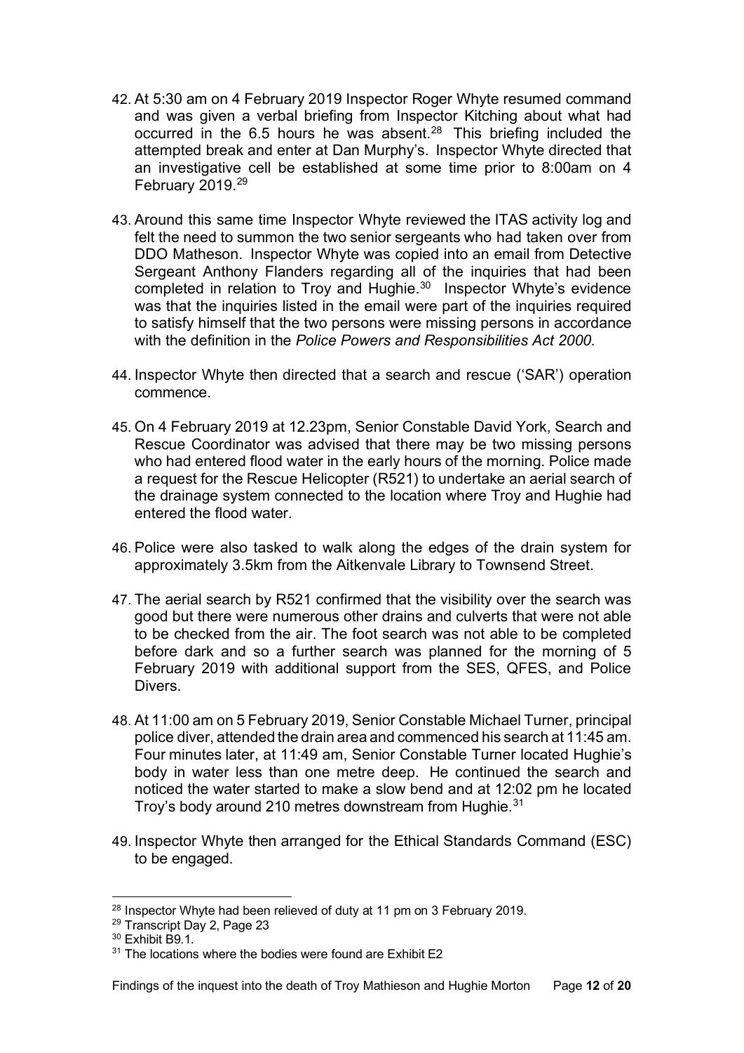42. At 5:30 am on 4 February 2019 Inspector Roger Whyte resumed command and was given a verbal briefing from Inspector Kitching about what had occurred in the 6.5 hours he was absent.[28] This briefing included the attempted break and enter at Dan Murphy's. Inspector Whyte directed that an investigative cell be established at some time prior to 8:00am on 4 February 2019.[29]

43. Around this same time Inspector Whyte reviewed the ITAS activity log and felt the need to summon the two senior sergeants who had taken over from DDO Matheson. Inspector Whyte was copied into an email from Detective Sergeant Anthony Flanders regarding all of the inquiries that had been completed in relation to Troy and Hughie.[30] Inspector Whyte's evidence was that the inquiries listed in the email were part of the inquiries required to satisfy himself that the two persons were missing persons in accordance with the definition in the *Police Powers and Responsibilities Act 2000.*

44. Inspector Whyte then directed that a search and rescue ('SAR') operation commence.

45. On 4 February 2019 at 12.23pm, Senior Constable David York, Search and Rescue Coordinator was advised that there may be two missing persons who had entered flood water in the early hours of the morning. Police made a request for the Rescue Helicopter (R521) to undertake an aerial search of the drainage system connected to the location where Troy and Hughie had entered the flood water.

46. Police were also tasked to walk along the edges of the drain system for approximately 3.5km from the Aitkenvale Library to Townsend Street.

47. The aerial search by R521 confirmed that the visibility over the search was good but there were numerous other drains and culverts that were not able to be checked from the air. The foot search was not able to be completed before dark and so a further search was planned for the morning of 5 February 2019 with additional support from the SES, QFES, and Police Divers.

48. At 11:00 am on 5 February 2019, Senior Constable Michael Turner, principal police diver, attended the drain area and commenced his search at 11:45 am. Four minutes later, at 11:49 am, Senior Constable Turner located Hughie's body in water less than one metre deep. He continued the search and noticed the water started to make a slow bend and at 12:02 pm he located Troy's body around 210 metres downstream from Hughie.[31]

49. Inspector Whyte then arranged for the Ethical Standards Command (ESC) to be engaged.

---

[28] Inspector Whyte had been relieved of duty at 11 pm on 3 February 2019.

[29] Transcript Day 2, Page 23

[30] Exhibit B9.1.

[31] The locations where the bodies were found are Exhibit E2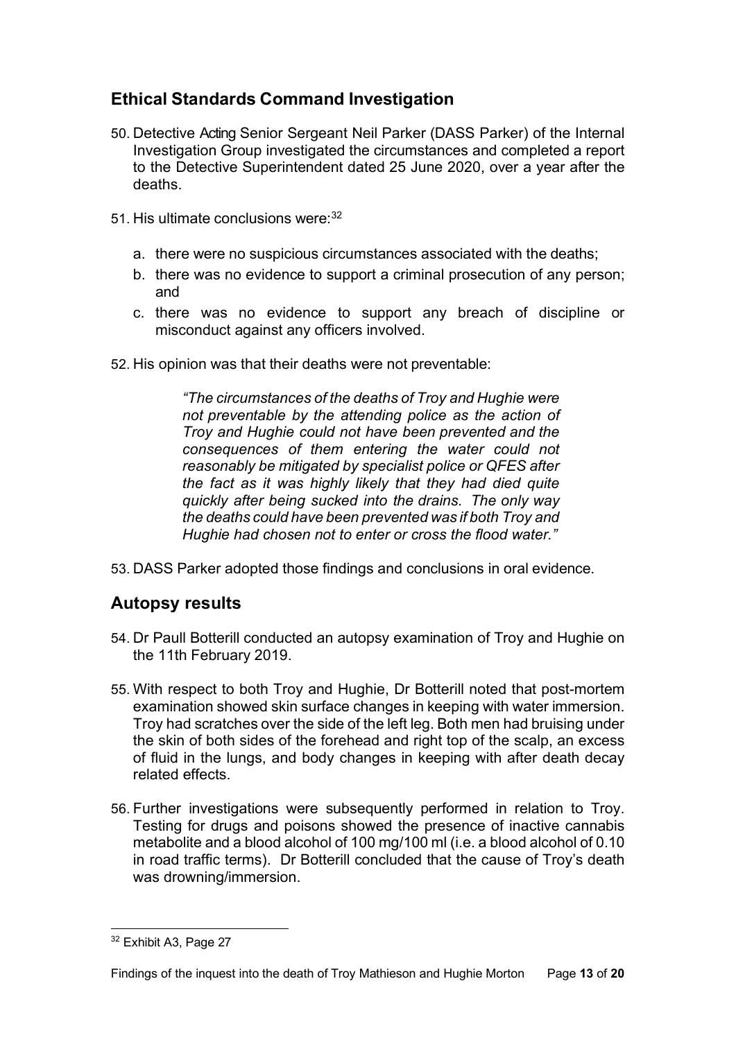## Ethical Standards Command Investigation

50. Detective Acting Senior Sergeant Neil Parker (DASS Parker) of the Internal Investigation Group investigated the circumstances and completed a report to the Detective Superintendent dated 25 June 2020, over a year after the deaths.

51. His ultimate conclusions were:[32]

    a. there were no suspicious circumstances associated with the deaths;
    b. there was no evidence to support a criminal prosecution of any person; and
    c. there was no evidence to support any breach of discipline or misconduct against any officers involved.

52. His opinion was that their deaths were not preventable:

    > *"The circumstances of the deaths of Troy and Hughie were not preventable by the attending police as the action of Troy and Hughie could not have been prevented and the consequences of them entering the water could not reasonably be mitigated by specialist police or QFES after the fact as it was highly likely that they had died quite quickly after being sucked into the drains. The only way the deaths could have been prevented was if both Troy and Hughie had chosen not to enter or cross the flood water."*

53. DASS Parker adopted those findings and conclusions in oral evidence.

## Autopsy results

54. Dr Paull Botterill conducted an autopsy examination of Troy and Hughie on the 11th February 2019.

55. With respect to both Troy and Hughie, Dr Botterill noted that post-mortem examination showed skin surface changes in keeping with water immersion. Troy had scratches over the side of the left leg. Both men had bruising under the skin of both sides of the forehead and right top of the scalp, an excess of fluid in the lungs, and body changes in keeping with after death decay related effects.

56. Further investigations were subsequently performed in relation to Troy. Testing for drugs and poisons showed the presence of inactive cannabis metabolite and a blood alcohol of 100 mg/100 ml (i.e. a blood alcohol of 0.10 in road traffic terms). Dr Botterill concluded that the cause of Troy's death was drowning/immersion.

---

[32] Exhibit A3, Page 27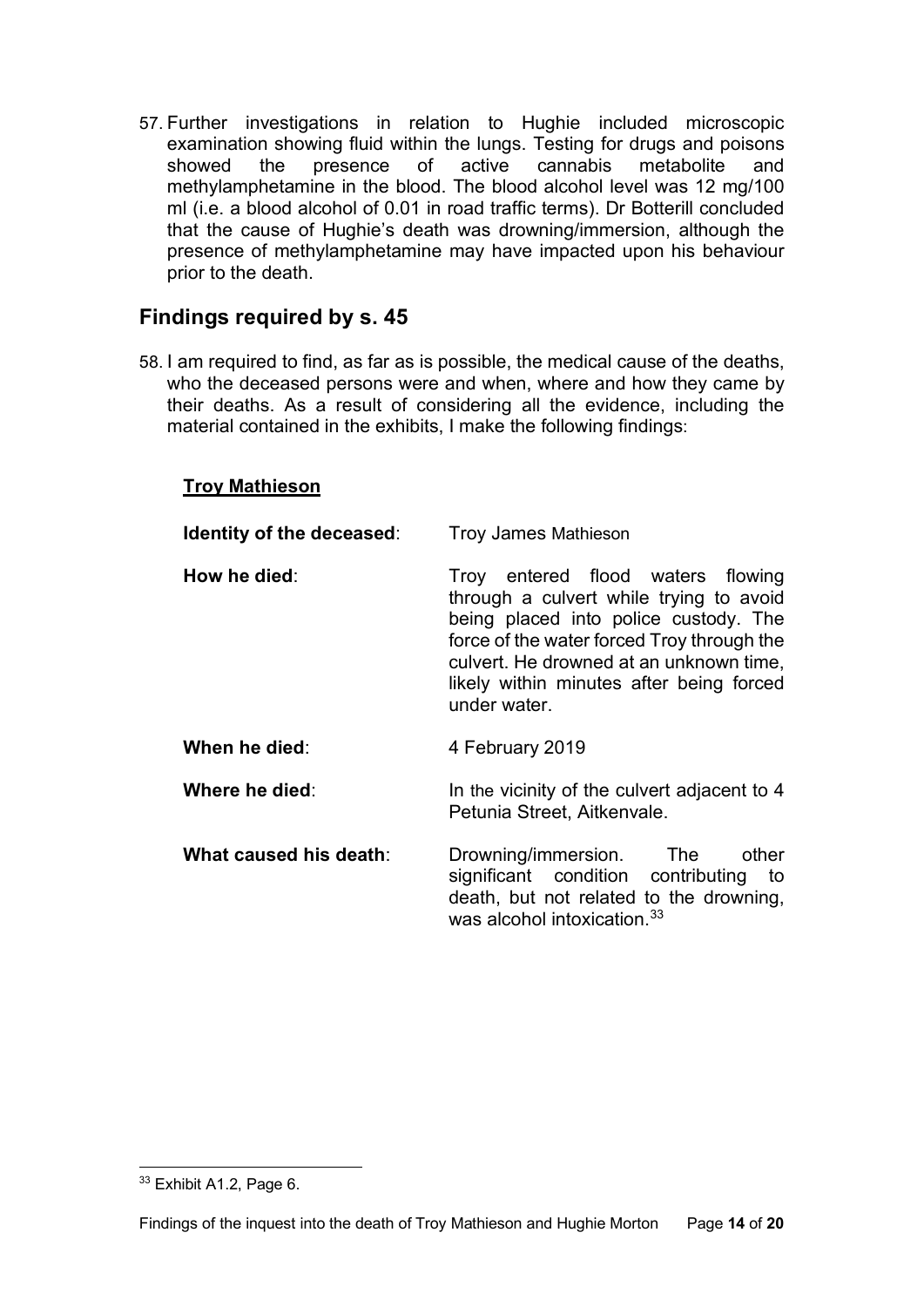57. Further investigations in relation to Hughie included microscopic examination showing fluid within the lungs. Testing for drugs and poisons showed the presence of active cannabis metabolite and methylamphetamine in the blood. The blood alcohol level was 12 mg/100 ml (i.e. a blood alcohol of 0.01 in road traffic terms). Dr Botterill concluded that the cause of Hughie's death was drowning/immersion, although the presence of methylamphetamine may have impacted upon his behaviour prior to the death.

## Findings required by s. 45

58. I am required to find, as far as is possible, the medical cause of the deaths, who the deceased persons were and when, where and how they came by their deaths. As a result of considering all the evidence, including the material contained in the exhibits, I make the following findings:

**Troy Mathieson**

**Identity of the deceased**: Troy James Mathieson

**How he died**: Troy entered flood waters flowing through a culvert while trying to avoid being placed into police custody. The force of the water forced Troy through the culvert. He drowned at an unknown time, likely within minutes after being forced under water.

**When he died**: 4 February 2019

**Where he died**: In the vicinity of the culvert adjacent to 4 Petunia Street, Aitkenvale.

**What caused his death**: Drowning/immersion. The other significant condition contributing to death, but not related to the drowning, was alcohol intoxication.[33]

[33] Exhibit A1.2, Page 6.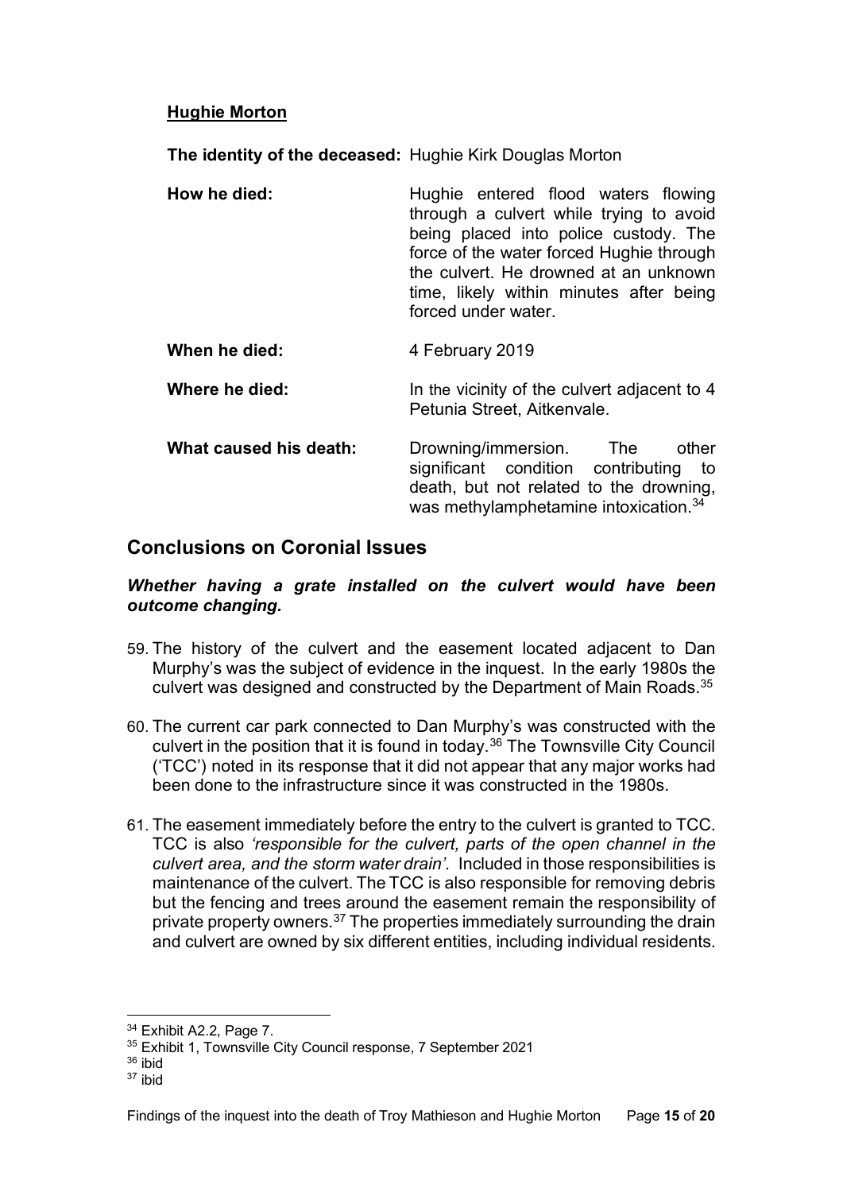**Hughie Morton**

| | |
|---|---|
| **The identity of the deceased:** | Hughie Kirk Douglas Morton |
| **How he died:** | Hughie entered flood waters flowing through a culvert while trying to avoid being placed into police custody. The force of the water forced Hughie through the culvert. He drowned at an unknown time, likely within minutes after being forced under water. |
| **When he died:** | 4 February 2019 |
| **Where he died:** | In the vicinity of the culvert adjacent to 4 Petunia Street, Aitkenvale. |
| **What caused his death:** | Drowning/immersion. The other significant condition contributing to death, but not related to the drowning, was methylamphetamine intoxication.[34] |

## Conclusions on Coronial Issues

### *Whether having a grate installed on the culvert would have been outcome changing.*

59. The history of the culvert and the easement located adjacent to Dan Murphy's was the subject of evidence in the inquest. In the early 1980s the culvert was designed and constructed by the Department of Main Roads.[35]

60. The current car park connected to Dan Murphy's was constructed with the culvert in the position that it is found in today.[36] The Townsville City Council ('TCC') noted in its response that it did not appear that any major works had been done to the infrastructure since it was constructed in the 1980s.

61. The easement immediately before the entry to the culvert is granted to TCC. TCC is also *'responsible for the culvert, parts of the open channel in the culvert area, and the storm water drain'*. Included in those responsibilities is maintenance of the culvert. The TCC is also responsible for removing debris but the fencing and trees around the easement remain the responsibility of private property owners.[37] The properties immediately surrounding the drain and culvert are owned by six different entities, including individual residents.

---

[34] Exhibit A2.2, Page 7.

[35] Exhibit 1, Townsville City Council response, 7 September 2021

[36] ibid

[37] ibid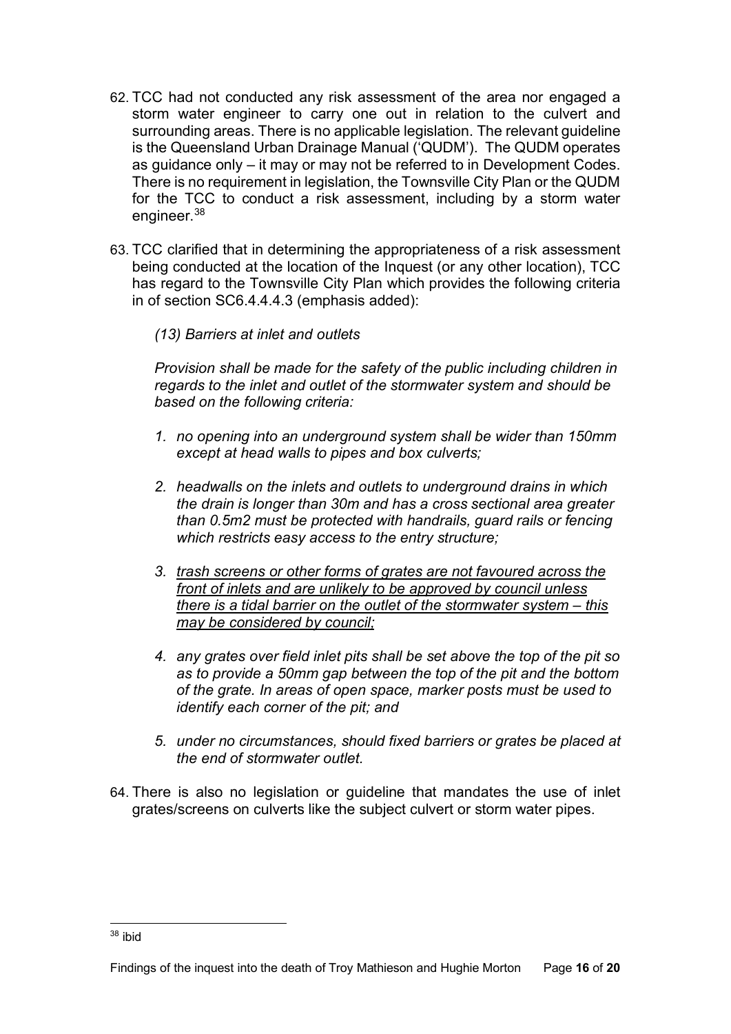62. TCC had not conducted any risk assessment of the area nor engaged a storm water engineer to carry one out in relation to the culvert and surrounding areas. There is no applicable legislation. The relevant guideline is the Queensland Urban Drainage Manual ('QUDM'). The QUDM operates as guidance only – it may or may not be referred to in Development Codes. There is no requirement in legislation, the Townsville City Plan or the QUDM for the TCC to conduct a risk assessment, including by a storm water engineer.[38]

63. TCC clarified that in determining the appropriateness of a risk assessment being conducted at the location of the Inquest (or any other location), TCC has regard to the Townsville City Plan which provides the following criteria in of section SC6.4.4.4.3 (emphasis added):

    *(13) Barriers at inlet and outlets*

    *Provision shall be made for the safety of the public including children in regards to the inlet and outlet of the stormwater system and should be based on the following criteria:*

    1. *no opening into an underground system shall be wider than 150mm except at head walls to pipes and box culverts;*
    2. *headwalls on the inlets and outlets to underground drains in which the drain is longer than 30m and has a cross sectional area greater than 0.5m2 must be protected with handrails, guard rails or fencing which restricts easy access to the entry structure;*
    3. <u>*trash screens or other forms of grates are not favoured across the front of inlets and are unlikely to be approved by council unless there is a tidal barrier on the outlet of the stormwater system – this may be considered by council;*</u>
    4. *any grates over field inlet pits shall be set above the top of the pit so as to provide a 50mm gap between the top of the pit and the bottom of the grate. In areas of open space, marker posts must be used to identify each corner of the pit; and*
    5. *under no circumstances, should fixed barriers or grates be placed at the end of stormwater outlet.*

64. There is also no legislation or guideline that mandates the use of inlet grates/screens on culverts like the subject culvert or storm water pipes.

---

[38] ibid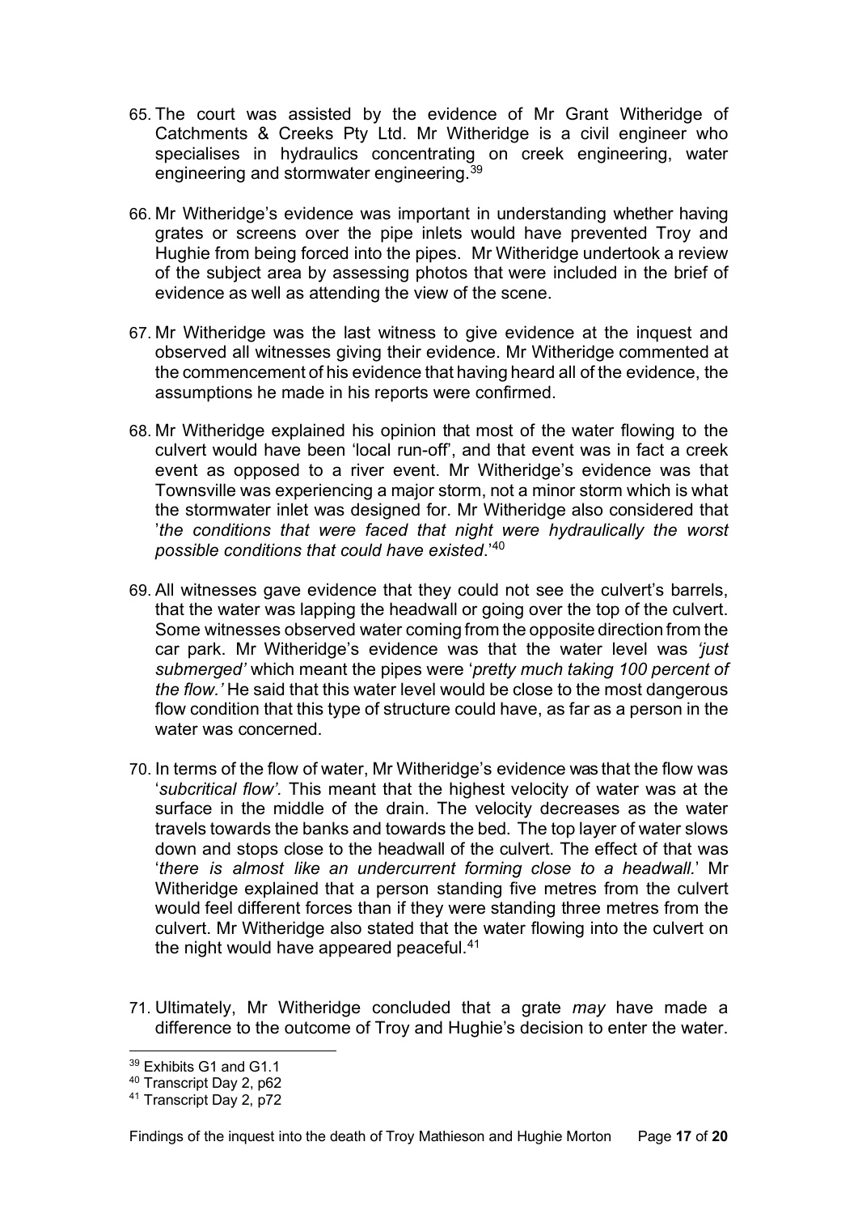65. The court was assisted by the evidence of Mr Grant Witheridge of Catchments & Creeks Pty Ltd. Mr Witheridge is a civil engineer who specialises in hydraulics concentrating on creek engineering, water engineering and stormwater engineering.[39]

66. Mr Witheridge's evidence was important in understanding whether having grates or screens over the pipe inlets would have prevented Troy and Hughie from being forced into the pipes. Mr Witheridge undertook a review of the subject area by assessing photos that were included in the brief of evidence as well as attending the view of the scene.

67. Mr Witheridge was the last witness to give evidence at the inquest and observed all witnesses giving their evidence. Mr Witheridge commented at the commencement of his evidence that having heard all of the evidence, the assumptions he made in his reports were confirmed.

68. Mr Witheridge explained his opinion that most of the water flowing to the culvert would have been 'local run-off', and that event was in fact a creek event as opposed to a river event. Mr Witheridge's evidence was that Townsville was experiencing a major storm, not a minor storm which is what the stormwater inlet was designed for. Mr Witheridge also considered that '*the conditions that were faced that night were hydraulically the worst possible conditions that could have existed*.'[40]

69. All witnesses gave evidence that they could not see the culvert's barrels, that the water was lapping the headwall or going over the top of the culvert. Some witnesses observed water coming from the opposite direction from the car park. Mr Witheridge's evidence was that the water level was *'just submerged'* which meant the pipes were '*pretty much taking 100 percent of the flow.'* He said that this water level would be close to the most dangerous flow condition that this type of structure could have, as far as a person in the water was concerned.

70. In terms of the flow of water, Mr Witheridge's evidence was that the flow was '*subcritical flow'.* This meant that the highest velocity of water was at the surface in the middle of the drain. The velocity decreases as the water travels towards the banks and towards the bed. The top layer of water slows down and stops close to the headwall of the culvert. The effect of that was '*there is almost like an undercurrent forming close to a headwall.*' Mr Witheridge explained that a person standing five metres from the culvert would feel different forces than if they were standing three metres from the culvert. Mr Witheridge also stated that the water flowing into the culvert on the night would have appeared peaceful.[41]

71. Ultimately, Mr Witheridge concluded that a grate *may* have made a difference to the outcome of Troy and Hughie's decision to enter the water.

---

[39] Exhibits G1 and G1.1

[40] Transcript Day 2, p62

[41] Transcript Day 2, p72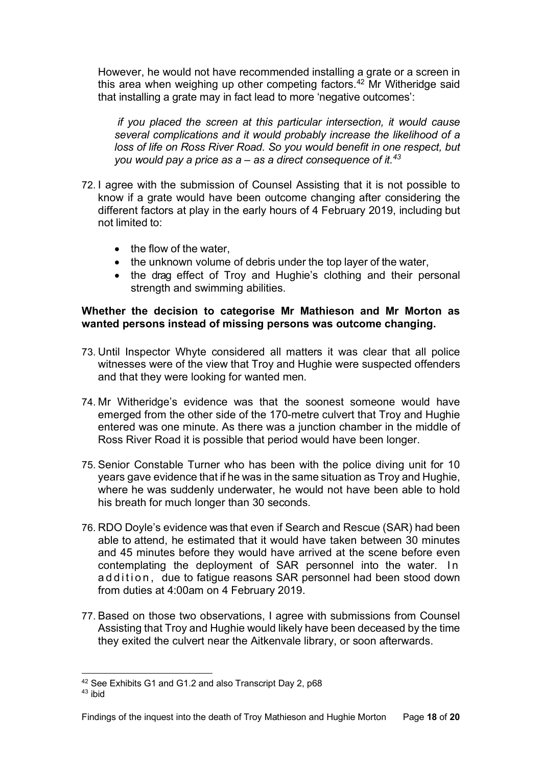However, he would not have recommended installing a grate or a screen in this area when weighing up other competing factors.[42] Mr Witheridge said that installing a grate may in fact lead to more 'negative outcomes':

> *if you placed the screen at this particular intersection, it would cause several complications and it would probably increase the likelihood of a loss of life on Ross River Road. So you would benefit in one respect, but you would pay a price as a – as a direct consequence of it.*[43]

72. I agree with the submission of Counsel Assisting that it is not possible to know if a grate would have been outcome changing after considering the different factors at play in the early hours of 4 February 2019, including but not limited to:

    - the flow of the water,
    - the unknown volume of debris under the top layer of the water,
    - the drag effect of Troy and Hughie's clothing and their personal strength and swimming abilities.

**Whether the decision to categorise Mr Mathieson and Mr Morton as wanted persons instead of missing persons was outcome changing.**

73. Until Inspector Whyte considered all matters it was clear that all police witnesses were of the view that Troy and Hughie were suspected offenders and that they were looking for wanted men.

74. Mr Witheridge's evidence was that the soonest someone would have emerged from the other side of the 170-metre culvert that Troy and Hughie entered was one minute. As there was a junction chamber in the middle of Ross River Road it is possible that period would have been longer.

75. Senior Constable Turner who has been with the police diving unit for 10 years gave evidence that if he was in the same situation as Troy and Hughie, where he was suddenly underwater, he would not have been able to hold his breath for much longer than 30 seconds.

76. RDO Doyle's evidence was that even if Search and Rescue (SAR) had been able to attend, he estimated that it would have taken between 30 minutes and 45 minutes before they would have arrived at the scene before even contemplating the deployment of SAR personnel into the water. In addition, due to fatigue reasons SAR personnel had been stood down from duties at 4:00am on 4 February 2019.

77. Based on those two observations, I agree with submissions from Counsel Assisting that Troy and Hughie would likely have been deceased by the time they exited the culvert near the Aitkenvale library, or soon afterwards.

---

[42] See Exhibits G1 and G1.2 and also Transcript Day 2, p68

[43] ibid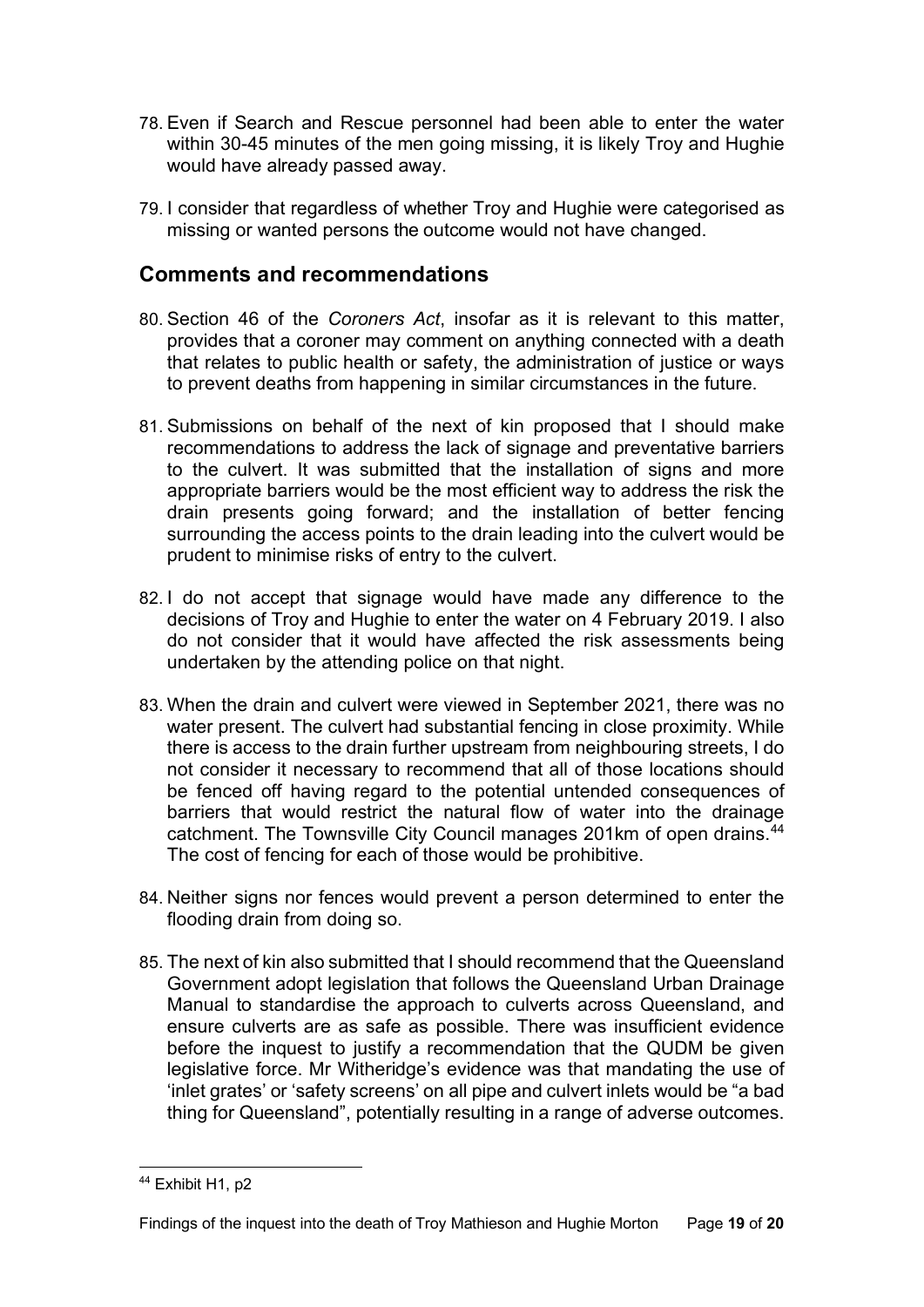78. Even if Search and Rescue personnel had been able to enter the water within 30-45 minutes of the men going missing, it is likely Troy and Hughie would have already passed away.

79. I consider that regardless of whether Troy and Hughie were categorised as missing or wanted persons the outcome would not have changed.

## Comments and recommendations

80. Section 46 of the *Coroners Act*, insofar as it is relevant to this matter, provides that a coroner may comment on anything connected with a death that relates to public health or safety, the administration of justice or ways to prevent deaths from happening in similar circumstances in the future.

81. Submissions on behalf of the next of kin proposed that I should make recommendations to address the lack of signage and preventative barriers to the culvert. It was submitted that the installation of signs and more appropriate barriers would be the most efficient way to address the risk the drain presents going forward; and the installation of better fencing surrounding the access points to the drain leading into the culvert would be prudent to minimise risks of entry to the culvert.

82. I do not accept that signage would have made any difference to the decisions of Troy and Hughie to enter the water on 4 February 2019. I also do not consider that it would have affected the risk assessments being undertaken by the attending police on that night.

83. When the drain and culvert were viewed in September 2021, there was no water present. The culvert had substantial fencing in close proximity. While there is access to the drain further upstream from neighbouring streets, I do not consider it necessary to recommend that all of those locations should be fenced off having regard to the potential untended consequences of barriers that would restrict the natural flow of water into the drainage catchment. The Townsville City Council manages 201km of open drains.[44] The cost of fencing for each of those would be prohibitive.

84. Neither signs nor fences would prevent a person determined to enter the flooding drain from doing so.

85. The next of kin also submitted that I should recommend that the Queensland Government adopt legislation that follows the Queensland Urban Drainage Manual to standardise the approach to culverts across Queensland, and ensure culverts are as safe as possible. There was insufficient evidence before the inquest to justify a recommendation that the QUDM be given legislative force. Mr Witheridge's evidence was that mandating the use of 'inlet grates' or 'safety screens' on all pipe and culvert inlets would be "a bad thing for Queensland", potentially resulting in a range of adverse outcomes.

---

[44] Exhibit H1, p2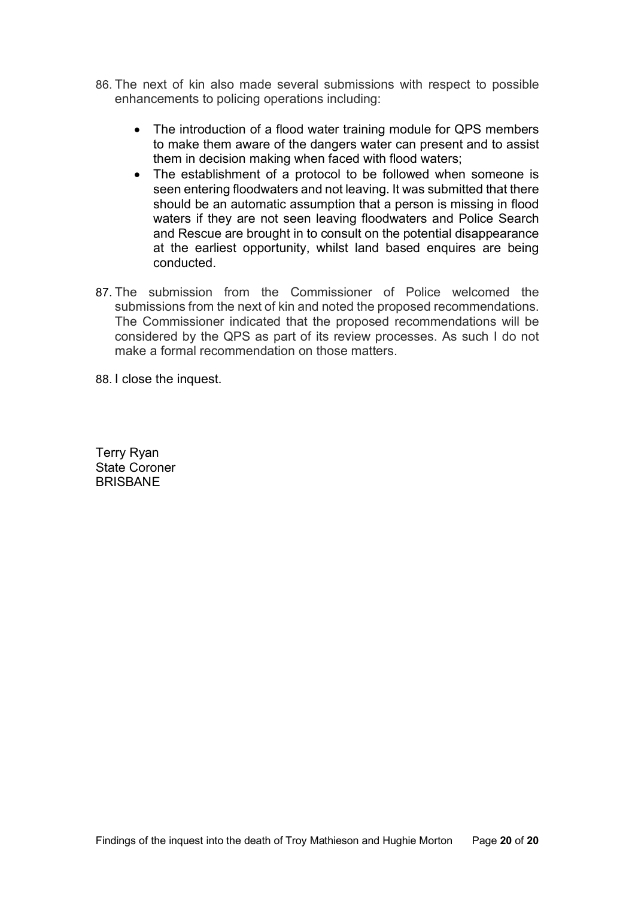86. The next of kin also made several submissions with respect to possible enhancements to policing operations including:

    - The introduction of a flood water training module for QPS members to make them aware of the dangers water can present and to assist them in decision making when faced with flood waters;
    - The establishment of a protocol to be followed when someone is seen entering floodwaters and not leaving. It was submitted that there should be an automatic assumption that a person is missing in flood waters if they are not seen leaving floodwaters and Police Search and Rescue are brought in to consult on the potential disappearance at the earliest opportunity, whilst land based enquires are being conducted.

87. The submission from the Commissioner of Police welcomed the submissions from the next of kin and noted the proposed recommendations. The Commissioner indicated that the proposed recommendations will be considered by the QPS as part of its review processes. As such I do not make a formal recommendation on those matters.

88. I close the inquest.

Terry Ryan
State Coroner
BRISBANE